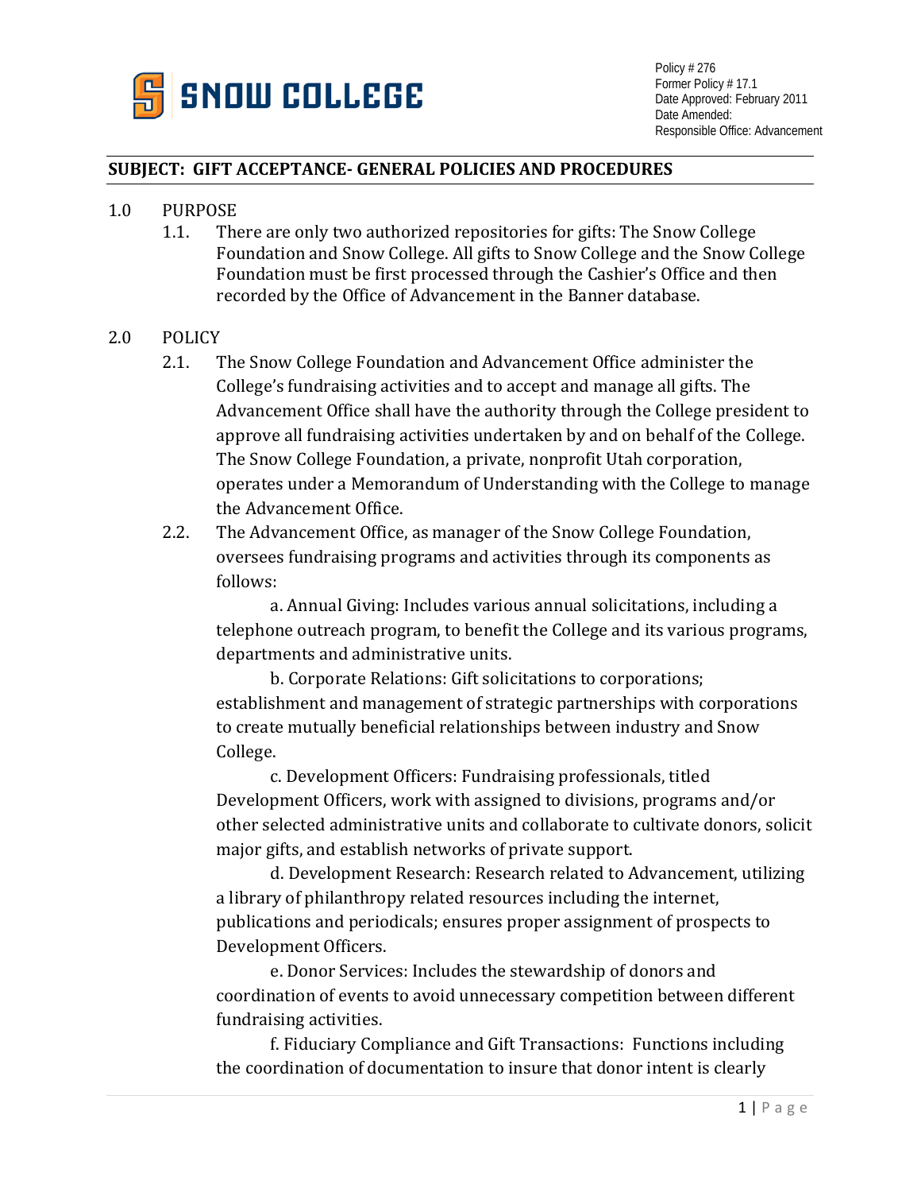Policy # 276
Former Policy # 17.1
Date Approved: February 2011
Date Amended:
Responsible Office: Advancement

**SUBJECT: GIFT ACCEPTANCE- GENERAL POLICIES AND PROCEDURES**

1.0 PURPOSE

1.1. There are only two authorized repositories for gifts: The Snow College Foundation and Snow College. All gifts to Snow College and the Snow College Foundation must be first processed through the Cashier's Office and then recorded by the Office of Advancement in the Banner database.

2.0 POLICY

2.1. The Snow College Foundation and Advancement Office administer the College's fundraising activities and to accept and manage all gifts. The Advancement Office shall have the authority through the College president to approve all fundraising activities undertaken by and on behalf of the College. The Snow College Foundation, a private, nonprofit Utah corporation, operates under a Memorandum of Understanding with the College to manage the Advancement Office.

2.2. The Advancement Office, as manager of the Snow College Foundation, oversees fundraising programs and activities through its components as follows:

a. Annual Giving: Includes various annual solicitations, including a telephone outreach program, to benefit the College and its various programs, departments and administrative units.

b. Corporate Relations: Gift solicitations to corporations; establishment and management of strategic partnerships with corporations to create mutually beneficial relationships between industry and Snow College.

c. Development Officers: Fundraising professionals, titled Development Officers, work with assigned to divisions, programs and/or other selected administrative units and collaborate to cultivate donors, solicit major gifts, and establish networks of private support.

d. Development Research: Research related to Advancement, utilizing a library of philanthropy related resources including the internet, publications and periodicals; ensures proper assignment of prospects to Development Officers.

e. Donor Services: Includes the stewardship of donors and coordination of events to avoid unnecessary competition between different fundraising activities.

f. Fiduciary Compliance and Gift Transactions: Functions including the coordination of documentation to insure that donor intent is clearly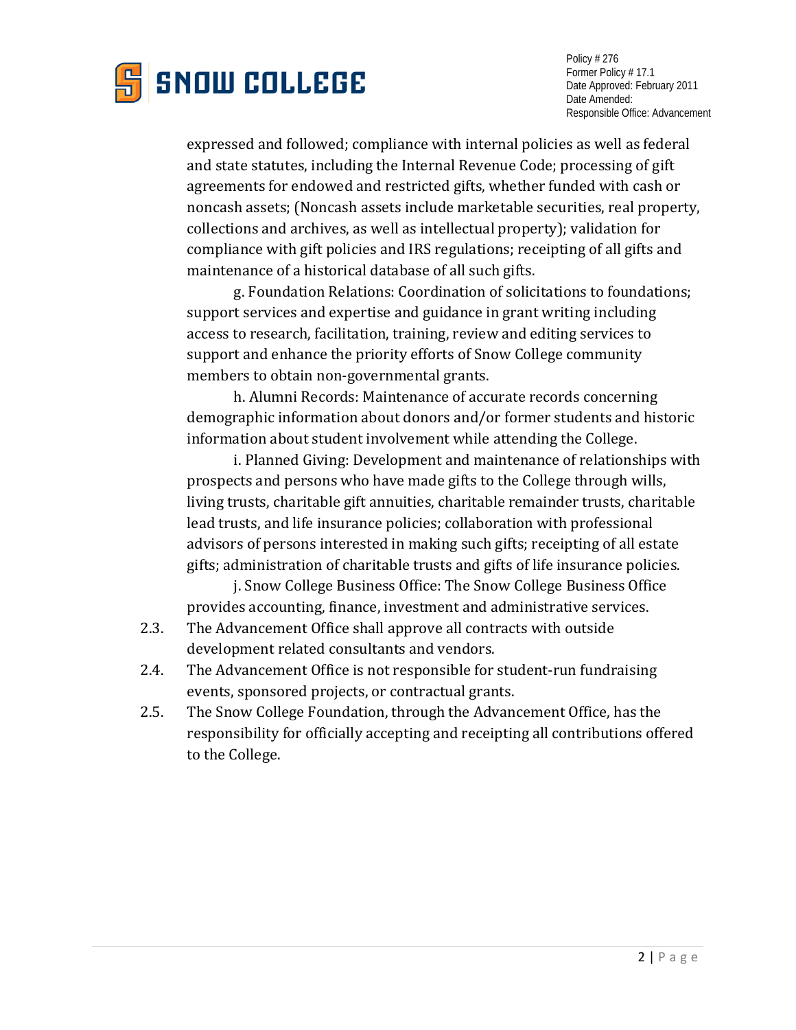expressed and followed; compliance with internal policies as well as federal and state statutes, including the Internal Revenue Code; processing of gift agreements for endowed and restricted gifts, whether funded with cash or noncash assets; (Noncash assets include marketable securities, real property, collections and archives, as well as intellectual property); validation for compliance with gift policies and IRS regulations; receipting of all gifts and maintenance of a historical database of all such gifts.

g. Foundation Relations: Coordination of solicitations to foundations; support services and expertise and guidance in grant writing including access to research, facilitation, training, review and editing services to support and enhance the priority efforts of Snow College community members to obtain non-governmental grants.

h. Alumni Records: Maintenance of accurate records concerning demographic information about donors and/or former students and historic information about student involvement while attending the College.

i. Planned Giving: Development and maintenance of relationships with prospects and persons who have made gifts to the College through wills, living trusts, charitable gift annuities, charitable remainder trusts, charitable lead trusts, and life insurance policies; collaboration with professional advisors of persons interested in making such gifts; receipting of all estate gifts; administration of charitable trusts and gifts of life insurance policies.

j. Snow College Business Office: The Snow College Business Office provides accounting, finance, investment and administrative services.

2.3. The Advancement Office shall approve all contracts with outside development related consultants and vendors.

2.4. The Advancement Office is not responsible for student-run fundraising events, sponsored projects, or contractual grants.

2.5. The Snow College Foundation, through the Advancement Office, has the responsibility for officially accepting and receipting all contributions offered to the College.